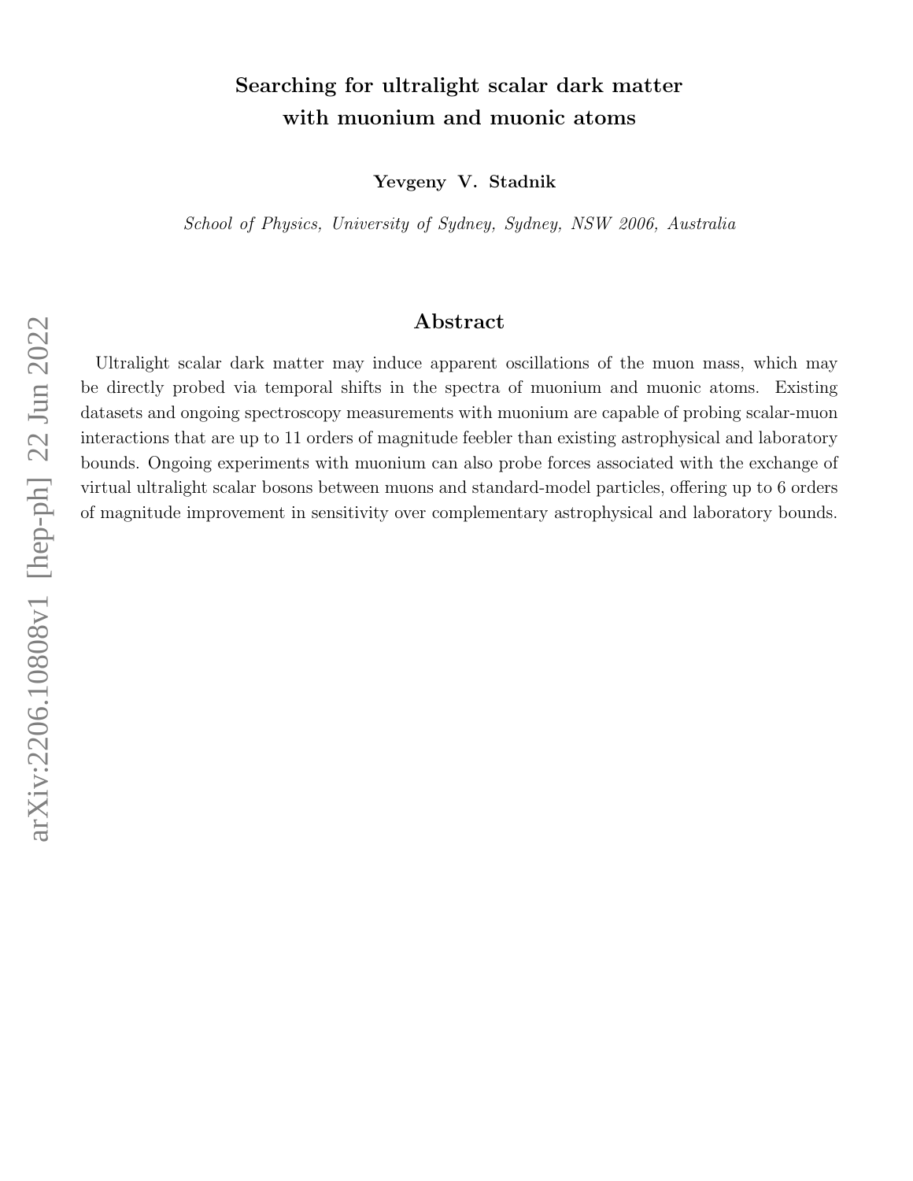# Searching for ultralight scalar dark matter with muonium and muonic atoms

**Yevgeny V. Stadnik**

*School of Physics, University of Sydney, Sydney, NSW 2006, Australia*

## Abstract

Ultralight scalar dark matter may induce apparent oscillations of the muon mass, which may be directly probed via temporal shifts in the spectra of muonium and muonic atoms. Existing datasets and ongoing spectroscopy measurements with muonium are capable of probing scalar-muon interactions that are up to 11 orders of magnitude feebler than existing astrophysical and laboratory bounds. Ongoing experiments with muonium can also probe forces associated with the exchange of virtual ultralight scalar bosons between muons and standard-model particles, offering up to 6 orders of magnitude improvement in sensitivity over complementary astrophysical and laboratory bounds.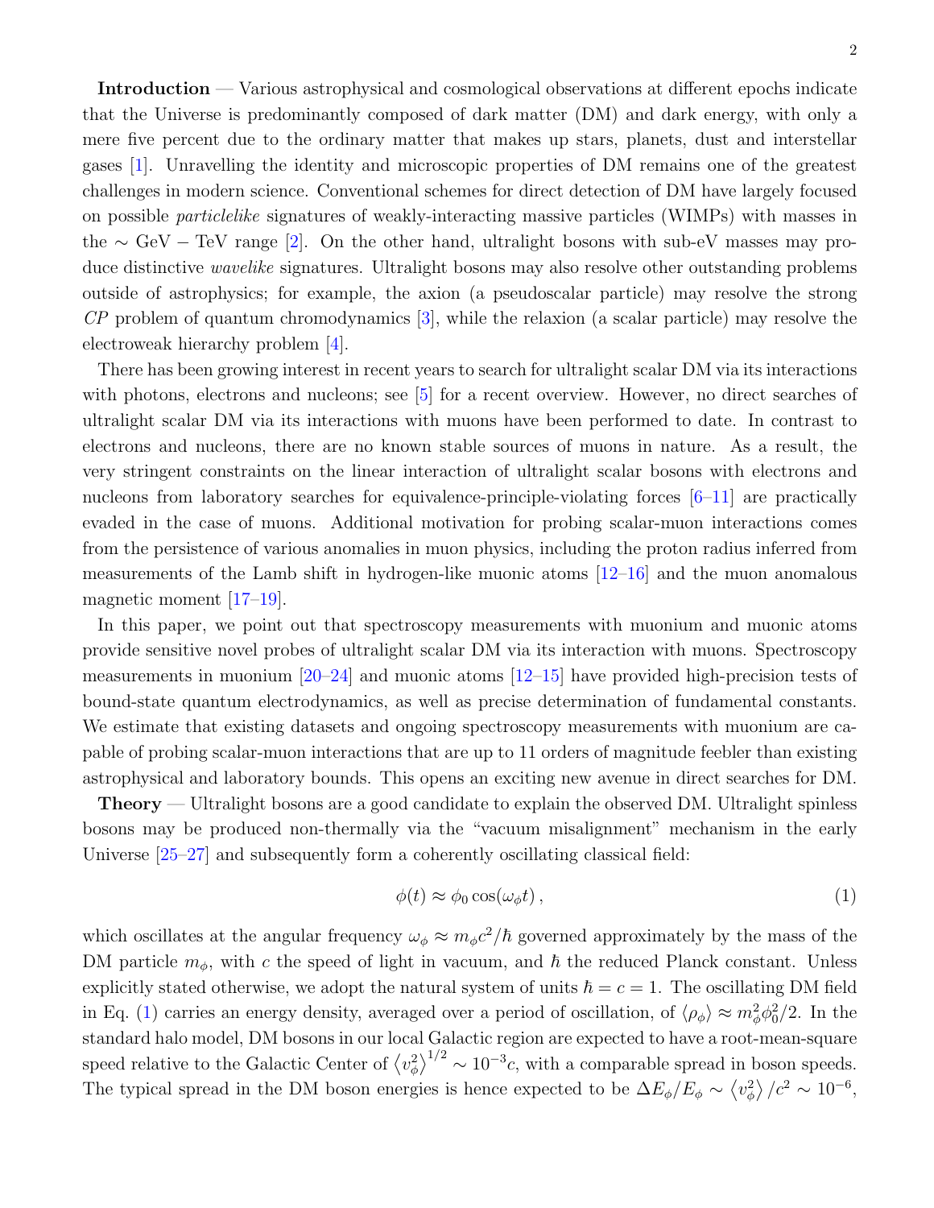**Introduction** — Various astrophysical and cosmological observations at different epochs indicate that the Universe is predominantly composed of dark matter (DM) and dark energy, with only a mere five percent due to the ordinary matter that makes up stars, planets, dust and interstellar gases [1]. Unravelling the identity and microscopic properties of DM remains one of the greatest challenges in modern science. Conventional schemes for direct detection of DM have largely focused on possible *particlelike* signatures of weakly-interacting massive particles (WIMPs) with masses in the $\sim$ GeV $-$ TeV range [2]. On the other hand, ultralight bosons with sub-eV masses may produce distinctive *wavelike* signatures. Ultralight bosons may also resolve other outstanding problems outside of astrophysics; for example, the axion (a pseudoscalar particle) may resolve the strong $CP$ problem of quantum chromodynamics [3], while the relaxion (a scalar particle) may resolve the electroweak hierarchy problem [4].

There has been growing interest in recent years to search for ultralight scalar DM via its interactions with photons, electrons and nucleons; see [5] for a recent overview. However, no direct searches of ultralight scalar DM via its interactions with muons have been performed to date. In contrast to electrons and nucleons, there are no known stable sources of muons in nature. As a result, the very stringent constraints on the linear interaction of ultralight scalar bosons with electrons and nucleons from laboratory searches for equivalence-principle-violating forces [6–11] are practically evaded in the case of muons. Additional motivation for probing scalar-muon interactions comes from the persistence of various anomalies in muon physics, including the proton radius inferred from measurements of the Lamb shift in hydrogen-like muonic atoms [12–16] and the muon anomalous magnetic moment [17–19].

In this paper, we point out that spectroscopy measurements with muonium and muonic atoms provide sensitive novel probes of ultralight scalar DM via its interaction with muons. Spectroscopy measurements in muonium [20–24] and muonic atoms [12–15] have provided high-precision tests of bound-state quantum electrodynamics, as well as precise determination of fundamental constants. We estimate that existing datasets and ongoing spectroscopy measurements with muonium are capable of probing scalar-muon interactions that are up to 11 orders of magnitude feebler than existing astrophysical and laboratory bounds. This opens an exciting new avenue in direct searches for DM.

**Theory** — Ultralight bosons are a good candidate to explain the observed DM. Ultralight spinless bosons may be produced non-thermally via the "vacuum misalignment" mechanism in the early Universe [25–27] and subsequently form a coherently oscillating classical field:

$$\phi(t) \approx \phi_0 \cos(\omega_\phi t)\,, \tag{1}$$

which oscillates at the angular frequency $\omega_\phi \approx m_\phi c^2/\hbar$ governed approximately by the mass of the DM particle $m_\phi$, with $c$ the speed of light in vacuum, and $\hbar$ the reduced Planck constant. Unless explicitly stated otherwise, we adopt the natural system of units $\hbar = c = 1$. The oscillating DM field in Eq. (1) carries an energy density, averaged over a period of oscillation, of $\langle \rho_\phi \rangle \approx m_\phi^2 \phi_0^2/2$. In the standard halo model, DM bosons in our local Galactic region are expected to have a root-mean-square speed relative to the Galactic Center of $\left\langle v_\phi^2 \right\rangle^{1/2} \sim 10^{-3} c$, with a comparable spread in boson speeds. The typical spread in the DM boson energies is hence expected to be $\Delta E_\phi / E_\phi \sim \left\langle v_\phi^2 \right\rangle / c^2 \sim 10^{-6}$,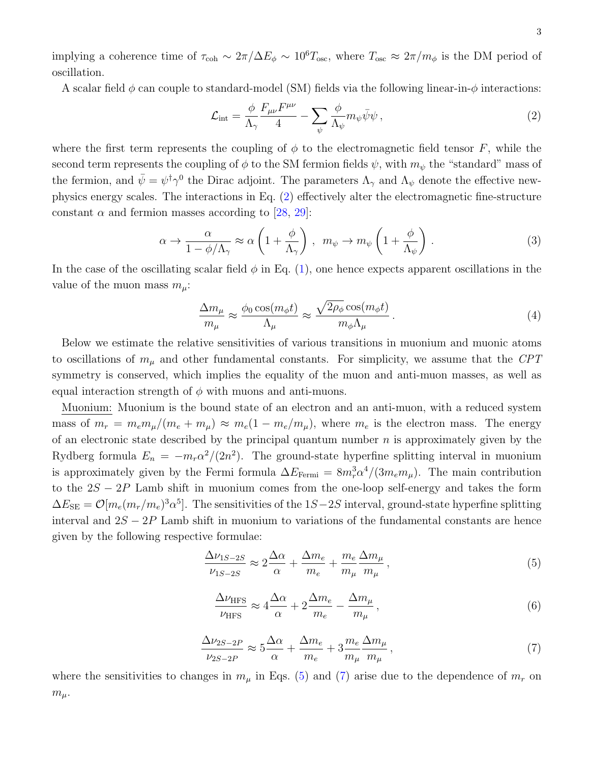implying a coherence time of $\tau_{\rm coh} \sim 2\pi/\Delta E_\phi \sim 10^6 T_{\rm osc}$, where $T_{\rm osc} \approx 2\pi/m_\phi$ is the DM period of oscillation.

A scalar field $\phi$ can couple to standard-model (SM) fields via the following linear-in-$\phi$ interactions:

$$\mathcal{L}_{\rm int} = \frac{\phi}{\Lambda_\gamma}\frac{F_{\mu\nu}F^{\mu\nu}}{4} - \sum_\psi \frac{\phi}{\Lambda_\psi} m_\psi \bar{\psi}\psi \,, \tag{2}$$

where the first term represents the coupling of $\phi$ to the electromagnetic field tensor $F$, while the second term represents the coupling of $\phi$ to the SM fermion fields $\psi$, with $m_\psi$ the "standard" mass of the fermion, and $\bar{\psi} = \psi^\dagger \gamma^0$ the Dirac adjoint. The parameters $\Lambda_\gamma$ and $\Lambda_\psi$ denote the effective new-physics energy scales. The interactions in Eq. (2) effectively alter the electromagnetic fine-structure constant $\alpha$ and fermion masses according to [28, 29]:

$$\alpha \to \frac{\alpha}{1-\phi/\Lambda_\gamma} \approx \alpha\left(1+\frac{\phi}{\Lambda_\gamma}\right) \,, \;\; m_\psi \to m_\psi\left(1+\frac{\phi}{\Lambda_\psi}\right) . \tag{3}$$

In the case of the oscillating scalar field $\phi$ in Eq. (1), one hence expects apparent oscillations in the value of the muon mass $m_\mu$:

$$\frac{\Delta m_\mu}{m_\mu} \approx \frac{\phi_0 \cos(m_\phi t)}{\Lambda_\mu} \approx \frac{\sqrt{2\rho_\phi}\cos(m_\phi t)}{m_\phi \Lambda_\mu} \,. \tag{4}$$

Below we estimate the relative sensitivities of various transitions in muonium and muonic atoms to oscillations of $m_\mu$ and other fundamental constants. For simplicity, we assume that the *CPT* symmetry is conserved, which implies the equality of the muon and anti-muon masses, as well as equal interaction strength of $\phi$ with muons and anti-muons.

Muonium: Muonium is the bound state of an electron and an anti-muon, with a reduced system mass of $m_r = m_e m_\mu/(m_e + m_\mu) \approx m_e(1 - m_e/m_\mu)$, where $m_e$ is the electron mass. The energy of an electronic state described by the principal quantum number $n$ is approximately given by the Rydberg formula $E_n = -m_r\alpha^2/(2n^2)$. The ground-state hyperfine splitting interval in muonium is approximately given by the Fermi formula $\Delta E_{\rm Fermi} = 8m_r^3\alpha^4/(3m_e m_\mu)$. The main contribution to the $2S-2P$ Lamb shift in muonium comes from the one-loop self-energy and takes the form $\Delta E_{\rm SE} = \mathcal{O}[m_e(m_r/m_e)^3\alpha^5]$. The sensitivities of the $1S-2S$ interval, ground-state hyperfine splitting interval and $2S-2P$ Lamb shift in muonium to variations of the fundamental constants are hence given by the following respective formulae:

$$\frac{\Delta\nu_{1S-2S}}{\nu_{1S-2S}} \approx 2\frac{\Delta\alpha}{\alpha} + \frac{\Delta m_e}{m_e} + \frac{m_e}{m_\mu}\frac{\Delta m_\mu}{m_\mu} \,, \tag{5}$$

$$\frac{\Delta\nu_{\rm HFS}}{\nu_{\rm HFS}} \approx 4\frac{\Delta\alpha}{\alpha} + 2\frac{\Delta m_e}{m_e} - \frac{\Delta m_\mu}{m_\mu} \,, \tag{6}$$

$$\frac{\Delta\nu_{2S-2P}}{\nu_{2S-2P}} \approx 5\frac{\Delta\alpha}{\alpha} + \frac{\Delta m_e}{m_e} + 3\frac{m_e}{m_\mu}\frac{\Delta m_\mu}{m_\mu} \,, \tag{7}$$

where the sensitivities to changes in $m_\mu$ in Eqs. (5) and (7) arise due to the dependence of $m_r$ on $m_\mu$.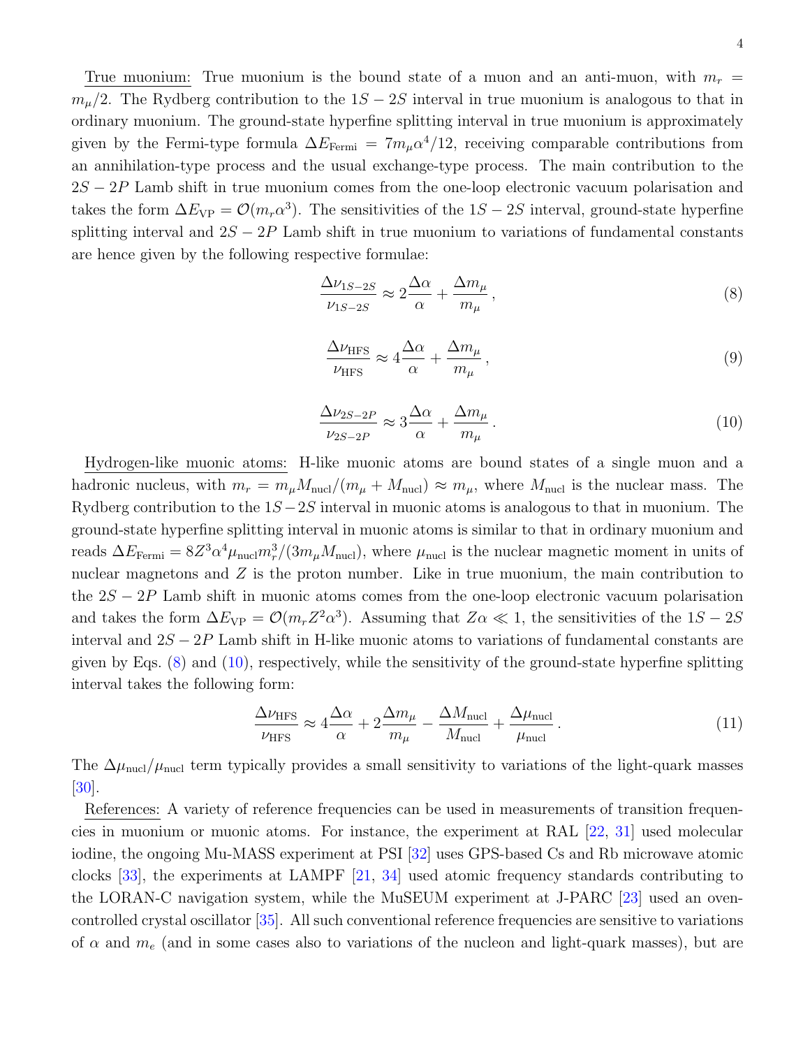True muonium: True muonium is the bound state of a muon and an anti-muon, with $m_r = m_\mu/2$. The Rydberg contribution to the $1S-2S$ interval in true muonium is analogous to that in ordinary muonium. The ground-state hyperfine splitting interval in true muonium is approximately given by the Fermi-type formula $\Delta E_{\rm Fermi} = 7m_\mu\alpha^4/12$, receiving comparable contributions from an annihilation-type process and the usual exchange-type process. The main contribution to the $2S-2P$ Lamb shift in true muonium comes from the one-loop electronic vacuum polarisation and takes the form $\Delta E_{\rm VP} = \mathcal{O}(m_r\alpha^3)$. The sensitivities of the $1S-2S$ interval, ground-state hyperfine splitting interval and $2S-2P$ Lamb shift in true muonium to variations of fundamental constants are hence given by the following respective formulae:

$$\frac{\Delta\nu_{1S-2S}}{\nu_{1S-2S}} \approx 2\frac{\Delta\alpha}{\alpha} + \frac{\Delta m_\mu}{m_\mu}\,, \tag{8}$$

$$\frac{\Delta\nu_{\rm HFS}}{\nu_{\rm HFS}} \approx 4\frac{\Delta\alpha}{\alpha} + \frac{\Delta m_\mu}{m_\mu}\,, \tag{9}$$

$$\frac{\Delta\nu_{2S-2P}}{\nu_{2S-2P}} \approx 3\frac{\Delta\alpha}{\alpha} + \frac{\Delta m_\mu}{m_\mu}\,. \tag{10}$$

Hydrogen-like muonic atoms: H-like muonic atoms are bound states of a single muon and a hadronic nucleus, with $m_r = m_\mu M_{\rm nucl}/(m_\mu + M_{\rm nucl}) \approx m_\mu$, where $M_{\rm nucl}$ is the nuclear mass. The Rydberg contribution to the $1S-2S$ interval in muonic atoms is analogous to that in muonium. The ground-state hyperfine splitting interval in muonic atoms is similar to that in ordinary muonium and reads $\Delta E_{\rm Fermi} = 8Z^3\alpha^4\mu_{\rm nucl}m_r^3/(3m_\mu M_{\rm nucl})$, where $\mu_{\rm nucl}$ is the nuclear magnetic moment in units of nuclear magnetons and $Z$ is the proton number. Like in true muonium, the main contribution to the $2S-2P$ Lamb shift in muonic atoms comes from the one-loop electronic vacuum polarisation and takes the form $\Delta E_{\rm VP} = \mathcal{O}(m_r Z^2\alpha^3)$. Assuming that $Z\alpha \ll 1$, the sensitivities of the $1S-2S$ interval and $2S-2P$ Lamb shift in H-like muonic atoms to variations of fundamental constants are given by Eqs. (8) and (10), respectively, while the sensitivity of the ground-state hyperfine splitting interval takes the following form:

$$\frac{\Delta\nu_{\rm HFS}}{\nu_{\rm HFS}} \approx 4\frac{\Delta\alpha}{\alpha} + 2\frac{\Delta m_\mu}{m_\mu} - \frac{\Delta M_{\rm nucl}}{M_{\rm nucl}} + \frac{\Delta\mu_{\rm nucl}}{\mu_{\rm nucl}}\,. \tag{11}$$

The $\Delta\mu_{\rm nucl}/\mu_{\rm nucl}$ term typically provides a small sensitivity to variations of the light-quark masses [30].

References: A variety of reference frequencies can be used in measurements of transition frequencies in muonium or muonic atoms. For instance, the experiment at RAL [22, 31] used molecular iodine, the ongoing Mu-MASS experiment at PSI [32] uses GPS-based Cs and Rb microwave atomic clocks [33], the experiments at LAMPF [21, 34] used atomic frequency standards contributing to the LORAN-C navigation system, while the MuSEUM experiment at J-PARC [23] used an oven-controlled crystal oscillator [35]. All such conventional reference frequencies are sensitive to variations of $\alpha$ and $m_e$ (and in some cases also to variations of the nucleon and light-quark masses), but are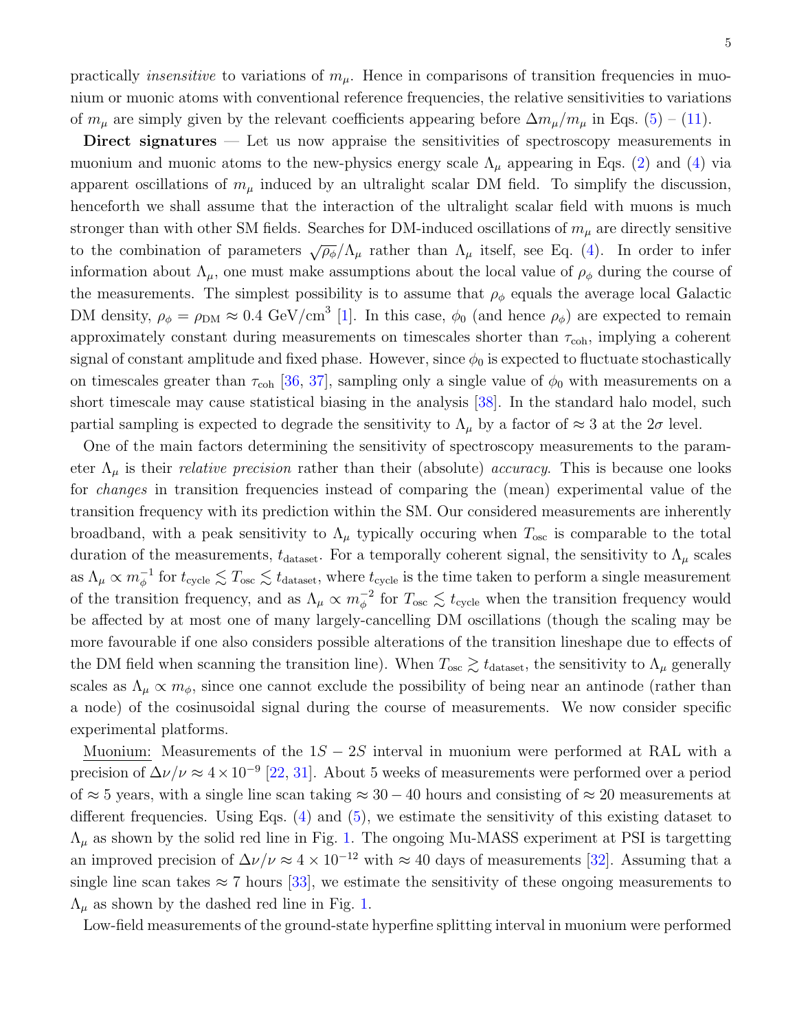practically *insensitive* to variations of $m_\mu$. Hence in comparisons of transition frequencies in muonium or muonic atoms with conventional reference frequencies, the relative sensitivities to variations of $m_\mu$ are simply given by the relevant coefficients appearing before $\Delta m_\mu / m_\mu$ in Eqs. (5) – (11).

**Direct signatures** — Let us now appraise the sensitivities of spectroscopy measurements in muonium and muonic atoms to the new-physics energy scale $\Lambda_\mu$ appearing in Eqs. (2) and (4) via apparent oscillations of $m_\mu$ induced by an ultralight scalar DM field. To simplify the discussion, henceforth we shall assume that the interaction of the ultralight scalar field with muons is much stronger than with other SM fields. Searches for DM-induced oscillations of $m_\mu$ are directly sensitive to the combination of parameters $\sqrt{\rho_\phi}/\Lambda_\mu$ rather than $\Lambda_\mu$ itself, see Eq. (4). In order to infer information about $\Lambda_\mu$, one must make assumptions about the local value of $\rho_\phi$ during the course of the measurements. The simplest possibility is to assume that $\rho_\phi$ equals the average local Galactic DM density, $\rho_\phi = \rho_{\rm DM} \approx 0.4~{\rm GeV/cm}^3$ [1]. In this case, $\phi_0$ (and hence $\rho_\phi$) are expected to remain approximately constant during measurements on timescales shorter than $\tau_{\rm coh}$, implying a coherent signal of constant amplitude and fixed phase. However, since $\phi_0$ is expected to fluctuate stochastically on timescales greater than $\tau_{\rm coh}$ [36, 37], sampling only a single value of $\phi_0$ with measurements on a short timescale may cause statistical biasing in the analysis [38]. In the standard halo model, such partial sampling is expected to degrade the sensitivity to $\Lambda_\mu$ by a factor of $\approx 3$ at the $2\sigma$ level.

One of the main factors determining the sensitivity of spectroscopy measurements to the parameter $\Lambda_\mu$ is their *relative precision* rather than their (absolute) *accuracy*. This is because one looks for *changes* in transition frequencies instead of comparing the (mean) experimental value of the transition frequency with its prediction within the SM. Our considered measurements are inherently broadband, with a peak sensitivity to $\Lambda_\mu$ typically occuring when $T_{\rm osc}$ is comparable to the total duration of the measurements, $t_{\rm dataset}$. For a temporally coherent signal, the sensitivity to $\Lambda_\mu$ scales as $\Lambda_\mu \propto m_\phi^{-1}$ for $t_{\rm cycle} \lesssim T_{\rm osc} \lesssim t_{\rm dataset}$, where $t_{\rm cycle}$ is the time taken to perform a single measurement of the transition frequency, and as $\Lambda_\mu \propto m_\phi^{-2}$ for $T_{\rm osc} \lesssim t_{\rm cycle}$ when the transition frequency would be affected by at most one of many largely-cancelling DM oscillations (though the scaling may be more favourable if one also considers possible alterations of the transition lineshape due to effects of the DM field when scanning the transition line). When $T_{\rm osc} \gtrsim t_{\rm dataset}$, the sensitivity to $\Lambda_\mu$ generally scales as $\Lambda_\mu \propto m_\phi$, since one cannot exclude the possibility of being near an antinode (rather than a node) of the cosinusoidal signal during the course of measurements. We now consider specific experimental platforms.

Muonium: Measurements of the $1S-2S$ interval in muonium were performed at RAL with a precision of $\Delta\nu/\nu \approx 4 \times 10^{-9}$ [22, 31]. About 5 weeks of measurements were performed over a period of $\approx 5$ years, with a single line scan taking $\approx 30-40$ hours and consisting of $\approx 20$ measurements at different frequencies. Using Eqs. (4) and (5), we estimate the sensitivity of this existing dataset to $\Lambda_\mu$ as shown by the solid red line in Fig. 1. The ongoing Mu-MASS experiment at PSI is targetting an improved precision of $\Delta\nu/\nu \approx 4 \times 10^{-12}$ with $\approx 40$ days of measurements [32]. Assuming that a single line scan takes $\approx 7$ hours [33], we estimate the sensitivity of these ongoing measurements to $\Lambda_\mu$ as shown by the dashed red line in Fig. 1.

Low-field measurements of the ground-state hyperfine splitting interval in muonium were performed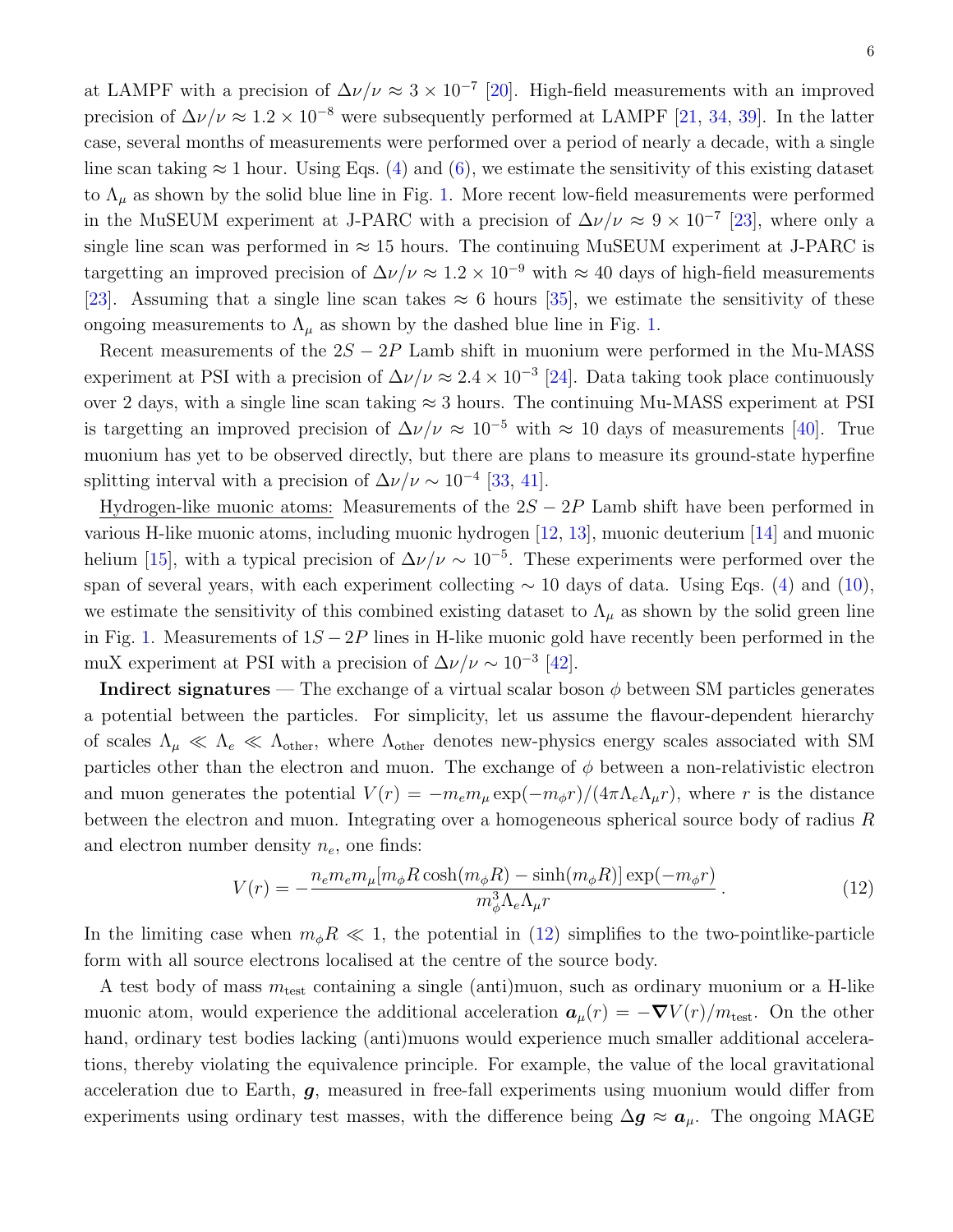at LAMPF with a precision of $\Delta\nu/\nu \approx 3 \times 10^{-7}$ [20]. High-field measurements with an improved precision of $\Delta\nu/\nu \approx 1.2 \times 10^{-8}$ were subsequently performed at LAMPF [21, 34, 39]. In the latter case, several months of measurements were performed over a period of nearly a decade, with a single line scan taking $\approx 1$ hour. Using Eqs. (4) and (6), we estimate the sensitivity of this existing dataset to $\Lambda_\mu$ as shown by the solid blue line in Fig. 1. More recent low-field measurements were performed in the MuSEUM experiment at J-PARC with a precision of $\Delta\nu/\nu \approx 9 \times 10^{-7}$ [23], where only a single line scan was performed in $\approx 15$ hours. The continuing MuSEUM experiment at J-PARC is targetting an improved precision of $\Delta\nu/\nu \approx 1.2 \times 10^{-9}$ with $\approx 40$ days of high-field measurements [23]. Assuming that a single line scan takes $\approx 6$ hours [35], we estimate the sensitivity of these ongoing measurements to $\Lambda_\mu$ as shown by the dashed blue line in Fig. 1.

Recent measurements of the $2S - 2P$ Lamb shift in muonium were performed in the Mu-MASS experiment at PSI with a precision of $\Delta\nu/\nu \approx 2.4 \times 10^{-3}$ [24]. Data taking took place continuously over 2 days, with a single line scan taking $\approx 3$ hours. The continuing Mu-MASS experiment at PSI is targetting an improved precision of $\Delta\nu/\nu \approx 10^{-5}$ with $\approx 10$ days of measurements [40]. True muonium has yet to be observed directly, but there are plans to measure its ground-state hyperfine splitting interval with a precision of $\Delta\nu/\nu \sim 10^{-4}$ [33, 41].

Hydrogen-like muonic atoms: Measurements of the $2S - 2P$ Lamb shift have been performed in various H-like muonic atoms, including muonic hydrogen [12, 13], muonic deuterium [14] and muonic helium [15], with a typical precision of $\Delta\nu/\nu \sim 10^{-5}$. These experiments were performed over the span of several years, with each experiment collecting $\sim 10$ days of data. Using Eqs. (4) and (10), we estimate the sensitivity of this combined existing dataset to $\Lambda_\mu$ as shown by the solid green line in Fig. 1. Measurements of $1S - 2P$ lines in H-like muonic gold have recently been performed in the muX experiment at PSI with a precision of $\Delta\nu/\nu \sim 10^{-3}$ [42].

**Indirect signatures** — The exchange of a virtual scalar boson $\phi$ between SM particles generates a potential between the particles. For simplicity, let us assume the flavour-dependent hierarchy of scales $\Lambda_\mu \ll \Lambda_e \ll \Lambda_{\text{other}}$, where $\Lambda_{\text{other}}$ denotes new-physics energy scales associated with SM particles other than the electron and muon. The exchange of $\phi$ between a non-relativistic electron and muon generates the potential $V(r) = -m_e m_\mu \exp(-m_\phi r)/(4\pi\Lambda_e\Lambda_\mu r)$, where $r$ is the distance between the electron and muon. Integrating over a homogeneous spherical source body of radius $R$ and electron number density $n_e$, one finds:

$$V(r) = -\frac{n_e m_e m_\mu [m_\phi R \cosh(m_\phi R) - \sinh(m_\phi R)] \exp(-m_\phi r)}{m_\phi^3 \Lambda_e \Lambda_\mu r} \,. \tag{12}$$

In the limiting case when $m_\phi R \ll 1$, the potential in (12) simplifies to the two-pointlike-particle form with all source electrons localised at the centre of the source body.

A test body of mass $m_{\text{test}}$ containing a single (anti)muon, such as ordinary muonium or a H-like muonic atom, would experience the additional acceleration $\boldsymbol{a}_\mu(r) = -\boldsymbol{\nabla} V(r)/m_{\text{test}}$. On the other hand, ordinary test bodies lacking (anti)muons would experience much smaller additional accelerations, thereby violating the equivalence principle. For example, the value of the local gravitational acceleration due to Earth, $\boldsymbol{g}$, measured in free-fall experiments using muonium would differ from experiments using ordinary test masses, with the difference being $\Delta\boldsymbol{g} \approx \boldsymbol{a}_\mu$. The ongoing MAGE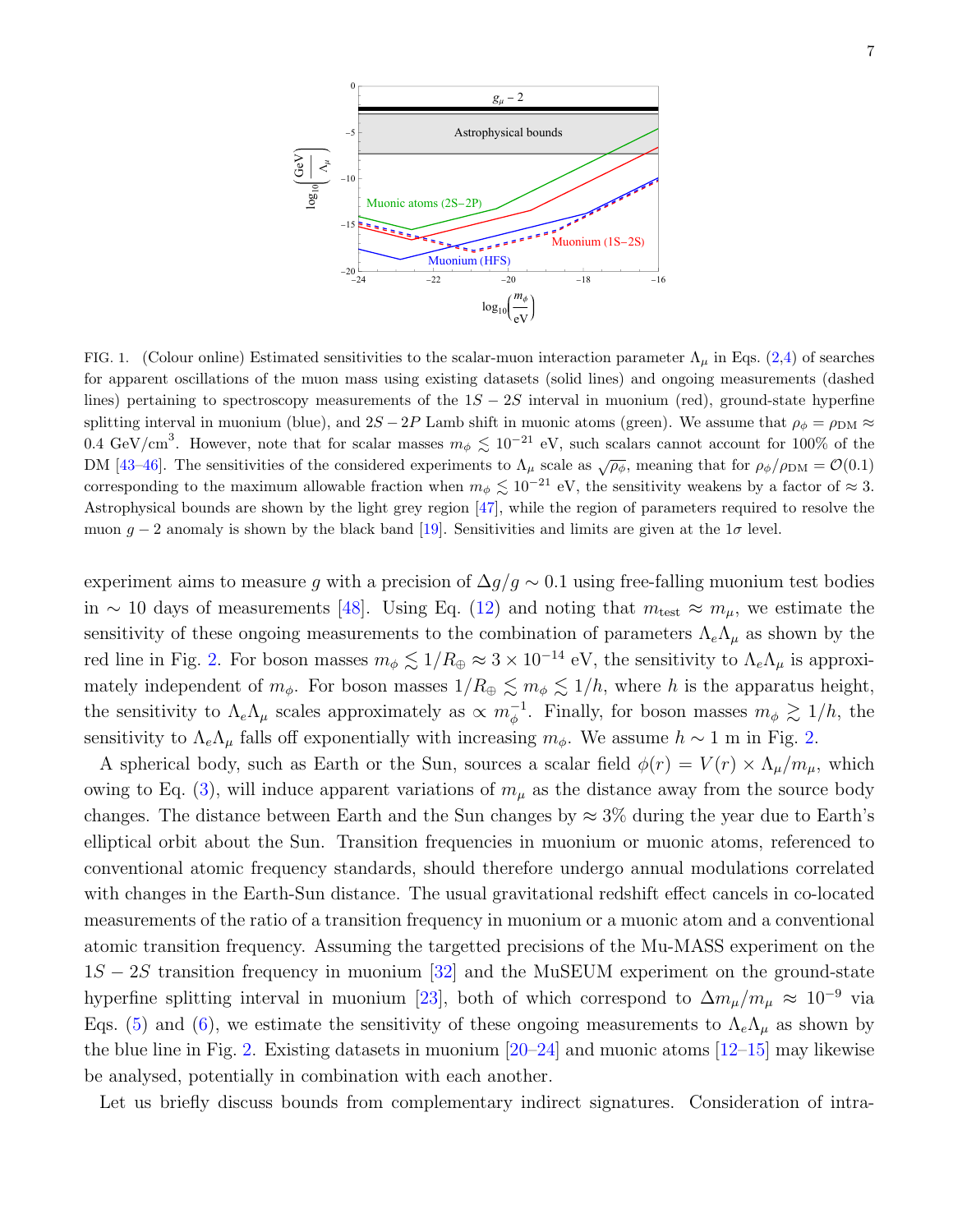FIG. 1. (Colour online) Estimated sensitivities to the scalar-muon interaction parameter $\Lambda_\mu$ in Eqs. (2,4) of searches for apparent oscillations of the muon mass using existing datasets (solid lines) and ongoing measurements (dashed lines) pertaining to spectroscopy measurements of the $1S-2S$ interval in muonium (red), ground-state hyperfine splitting interval in muonium (blue), and $2S-2P$ Lamb shift in muonic atoms (green). We assume that $\rho_\phi = \rho_{\rm DM} \approx 0.4~{\rm GeV/cm}^3$. However, note that for scalar masses $m_\phi \lesssim 10^{-21}$ eV, such scalars cannot account for 100% of the DM [43–46]. The sensitivities of the considered experiments to $\Lambda_\mu$ scale as $\sqrt{\rho_\phi}$, meaning that for $\rho_\phi/\rho_{\rm DM} = \mathcal{O}(0.1)$ corresponding to the maximum allowable fraction when $m_\phi \lesssim 10^{-21}$ eV, the sensitivity weakens by a factor of $\approx 3$. Astrophysical bounds are shown by the light grey region [47], while the region of parameters required to resolve the muon $g-2$ anomaly is shown by the black band [19]. Sensitivities and limits are given at the $1\sigma$ level.

experiment aims to measure $g$ with a precision of $\Delta g/g \sim 0.1$ using free-falling muonium test bodies in $\sim 10$ days of measurements [48]. Using Eq. (12) and noting that $m_{\rm test} \approx m_\mu$, we estimate the sensitivity of these ongoing measurements to the combination of parameters $\Lambda_e \Lambda_\mu$ as shown by the red line in Fig. 2. For boson masses $m_\phi \lesssim 1/R_\oplus \approx 3 \times 10^{-14}$ eV, the sensitivity to $\Lambda_e \Lambda_\mu$ is approximately independent of $m_\phi$. For boson masses $1/R_\oplus \lesssim m_\phi \lesssim 1/h$, where $h$ is the apparatus height, the sensitivity to $\Lambda_e \Lambda_\mu$ scales approximately as $\propto m_\phi^{-1}$. Finally, for boson masses $m_\phi \gtrsim 1/h$, the sensitivity to $\Lambda_e \Lambda_\mu$ falls off exponentially with increasing $m_\phi$. We assume $h \sim 1$ m in Fig. 2.

A spherical body, such as Earth or the Sun, sources a scalar field $\phi(r) = V(r) \times \Lambda_\mu / m_\mu$, which owing to Eq. (3), will induce apparent variations of $m_\mu$ as the distance away from the source body changes. The distance between Earth and the Sun changes by $\approx 3\%$ during the year due to Earth's elliptical orbit about the Sun. Transition frequencies in muonium or muonic atoms, referenced to conventional atomic frequency standards, should therefore undergo annual modulations correlated with changes in the Earth-Sun distance. The usual gravitational redshift effect cancels in co-located measurements of the ratio of a transition frequency in muonium or a muonic atom and a conventional atomic transition frequency. Assuming the targetted precisions of the Mu-MASS experiment on the $1S-2S$ transition frequency in muonium [32] and the MuSEUM experiment on the ground-state hyperfine splitting interval in muonium [23], both of which correspond to $\Delta m_\mu / m_\mu \approx 10^{-9}$ via Eqs. (5) and (6), we estimate the sensitivity of these ongoing measurements to $\Lambda_e \Lambda_\mu$ as shown by the blue line in Fig. 2. Existing datasets in muonium [20–24] and muonic atoms [12–15] may likewise be analysed, potentially in combination with each other.

Let us briefly discuss bounds from complementary indirect signatures. Consideration of intra-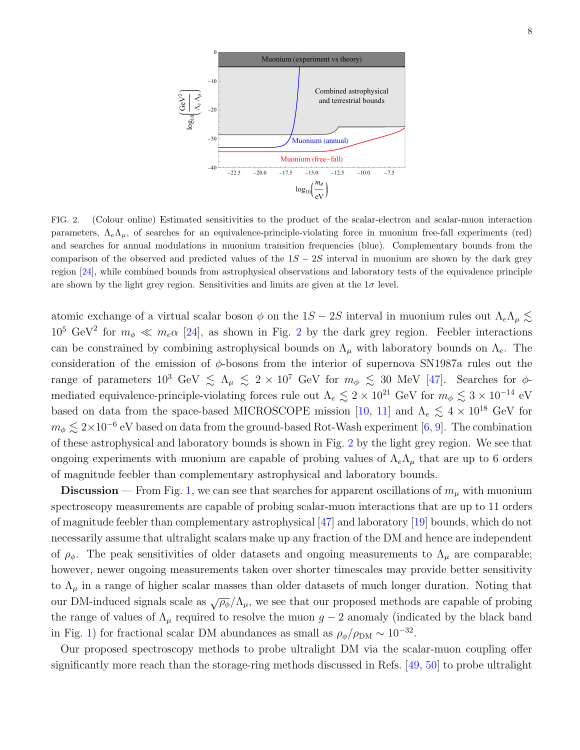FIG. 2. (Colour online) Estimated sensitivities to the product of the scalar-electron and scalar-muon interaction parameters, $\Lambda_e \Lambda_\mu$, of searches for an equivalence-principle-violating force in muonium free-fall experiments (red) and searches for annual modulations in muonium transition frequencies (blue). Complementary bounds from the comparison of the observed and predicted values of the $1S-2S$ interval in muonium are shown by the dark grey region [24], while combined bounds from astrophysical observations and laboratory tests of the equivalence principle are shown by the light grey region. Sensitivities and limits are given at the $1\sigma$ level.

atomic exchange of a virtual scalar boson $\phi$ on the $1S-2S$ interval in muonium rules out $\Lambda_e \Lambda_\mu \lesssim 10^5$ GeV$^2$ for $m_\phi \ll m_e \alpha$ [24], as shown in Fig. 2 by the dark grey region. Feebler interactions can be constrained by combining astrophysical bounds on $\Lambda_\mu$ with laboratory bounds on $\Lambda_e$. The consideration of the emission of $\phi$-bosons from the interior of supernova SN1987a rules out the range of parameters $10^3$ GeV $\lesssim \Lambda_\mu \lesssim 2 \times 10^7$ GeV for $m_\phi \lesssim 30$ MeV [47]. Searches for $\phi$-mediated equivalence-principle-violating forces rule out $\Lambda_e \lesssim 2 \times 10^{21}$ GeV for $m_\phi \lesssim 3 \times 10^{-14}$ eV based on data from the space-based MICROSCOPE mission [10, 11] and $\Lambda_e \lesssim 4 \times 10^{18}$ GeV for $m_\phi \lesssim 2 \times 10^{-6}$ eV based on data from the ground-based Rot-Wash experiment [6, 9]. The combination of these astrophysical and laboratory bounds is shown in Fig. 2 by the light grey region. We see that ongoing experiments with muonium are capable of probing values of $\Lambda_e \Lambda_\mu$ that are up to 6 orders of magnitude feebler than complementary astrophysical and laboratory bounds.

**Discussion** — From Fig. 1, we can see that searches for apparent oscillations of $m_\mu$ with muonium spectroscopy measurements are capable of probing scalar-muon interactions that are up to 11 orders of magnitude feebler than complementary astrophysical [47] and laboratory [19] bounds, which do not necessarily assume that ultralight scalars make up any fraction of the DM and hence are independent of $\rho_\phi$. The peak sensitivities of older datasets and ongoing measurements to $\Lambda_\mu$ are comparable; however, newer ongoing measurements taken over shorter timescales may provide better sensitivity to $\Lambda_\mu$ in a range of higher scalar masses than older datasets of much longer duration. Noting that our DM-induced signals scale as $\sqrt{\rho_\phi}/\Lambda_\mu$, we see that our proposed methods are capable of probing the range of values of $\Lambda_\mu$ required to resolve the muon $g-2$ anomaly (indicated by the black band in Fig. 1) for fractional scalar DM abundances as small as $\rho_\phi / \rho_{\rm DM} \sim 10^{-32}$.

Our proposed spectroscopy methods to probe ultralight DM via the scalar-muon coupling offer significantly more reach than the storage-ring methods discussed in Refs. [49, 50] to probe ultralight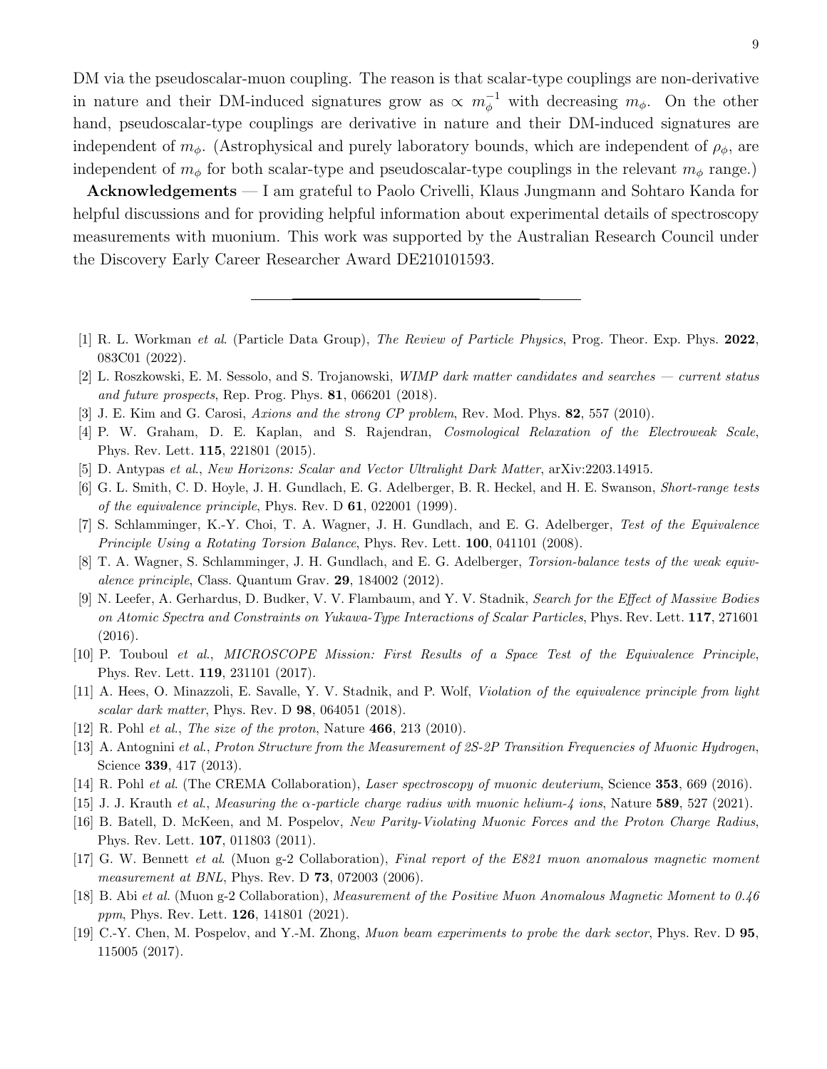DM via the pseudoscalar-muon coupling. The reason is that scalar-type couplings are non-derivative in nature and their DM-induced signatures grow as $\propto m_\phi^{-1}$ with decreasing $m_\phi$. On the other hand, pseudoscalar-type couplings are derivative in nature and their DM-induced signatures are independent of $m_\phi$. (Astrophysical and purely laboratory bounds, which are independent of $\rho_\phi$, are independent of $m_\phi$ for both scalar-type and pseudoscalar-type couplings in the relevant $m_\phi$ range.)

**Acknowledgements** — I am grateful to Paolo Crivelli, Klaus Jungmann and Sohtaro Kanda for helpful discussions and for providing helpful information about experimental details of spectroscopy measurements with muonium. This work was supported by the Australian Research Council under the Discovery Early Career Researcher Award DE210101593.

---

[1] R. L. Workman *et al*. (Particle Data Group), *The Review of Particle Physics*, Prog. Theor. Exp. Phys. **2022**, 083C01 (2022).

[2] L. Roszkowski, E. M. Sessolo, and S. Trojanowski, *WIMP dark matter candidates and searches — current status and future prospects*, Rep. Prog. Phys. **81**, 066201 (2018).

[3] J. E. Kim and G. Carosi, *Axions and the strong CP problem*, Rev. Mod. Phys. **82**, 557 (2010).

[4] P. W. Graham, D. E. Kaplan, and S. Rajendran, *Cosmological Relaxation of the Electroweak Scale*, Phys. Rev. Lett. **115**, 221801 (2015).

[5] D. Antypas *et al*., *New Horizons: Scalar and Vector Ultralight Dark Matter*, arXiv:2203.14915.

[6] G. L. Smith, C. D. Hoyle, J. H. Gundlach, E. G. Adelberger, B. R. Heckel, and H. E. Swanson, *Short-range tests of the equivalence principle*, Phys. Rev. D **61**, 022001 (1999).

[7] S. Schlamminger, K.-Y. Choi, T. A. Wagner, J. H. Gundlach, and E. G. Adelberger, *Test of the Equivalence Principle Using a Rotating Torsion Balance*, Phys. Rev. Lett. **100**, 041101 (2008).

[8] T. A. Wagner, S. Schlamminger, J. H. Gundlach, and E. G. Adelberger, *Torsion-balance tests of the weak equivalence principle*, Class. Quantum Grav. **29**, 184002 (2012).

[9] N. Leefer, A. Gerhardus, D. Budker, V. V. Flambaum, and Y. V. Stadnik, *Search for the Effect of Massive Bodies on Atomic Spectra and Constraints on Yukawa-Type Interactions of Scalar Particles*, Phys. Rev. Lett. **117**, 271601 (2016).

[10] P. Touboul *et al*., *MICROSCOPE Mission: First Results of a Space Test of the Equivalence Principle*, Phys. Rev. Lett. **119**, 231101 (2017).

[11] A. Hees, O. Minazzoli, E. Savalle, Y. V. Stadnik, and P. Wolf, *Violation of the equivalence principle from light scalar dark matter*, Phys. Rev. D **98**, 064051 (2018).

[12] R. Pohl *et al*., *The size of the proton*, Nature **466**, 213 (2010).

[13] A. Antognini *et al*., *Proton Structure from the Measurement of 2S-2P Transition Frequencies of Muonic Hydrogen*, Science **339**, 417 (2013).

[14] R. Pohl *et al*. (The CREMA Collaboration), *Laser spectroscopy of muonic deuterium*, Science **353**, 669 (2016).

[15] J. J. Krauth *et al*., *Measuring the α-particle charge radius with muonic helium-4 ions*, Nature **589**, 527 (2021).

[16] B. Batell, D. McKeen, and M. Pospelov, *New Parity-Violating Muonic Forces and the Proton Charge Radius*, Phys. Rev. Lett. **107**, 011803 (2011).

[17] G. W. Bennett *et al*. (Muon g-2 Collaboration), *Final report of the E821 muon anomalous magnetic moment measurement at BNL*, Phys. Rev. D **73**, 072003 (2006).

[18] B. Abi *et al*. (Muon g-2 Collaboration), *Measurement of the Positive Muon Anomalous Magnetic Moment to 0.46 ppm*, Phys. Rev. Lett. **126**, 141801 (2021).

[19] C.-Y. Chen, M. Pospelov, and Y.-M. Zhong, *Muon beam experiments to probe the dark sector*, Phys. Rev. D **95**, 115005 (2017).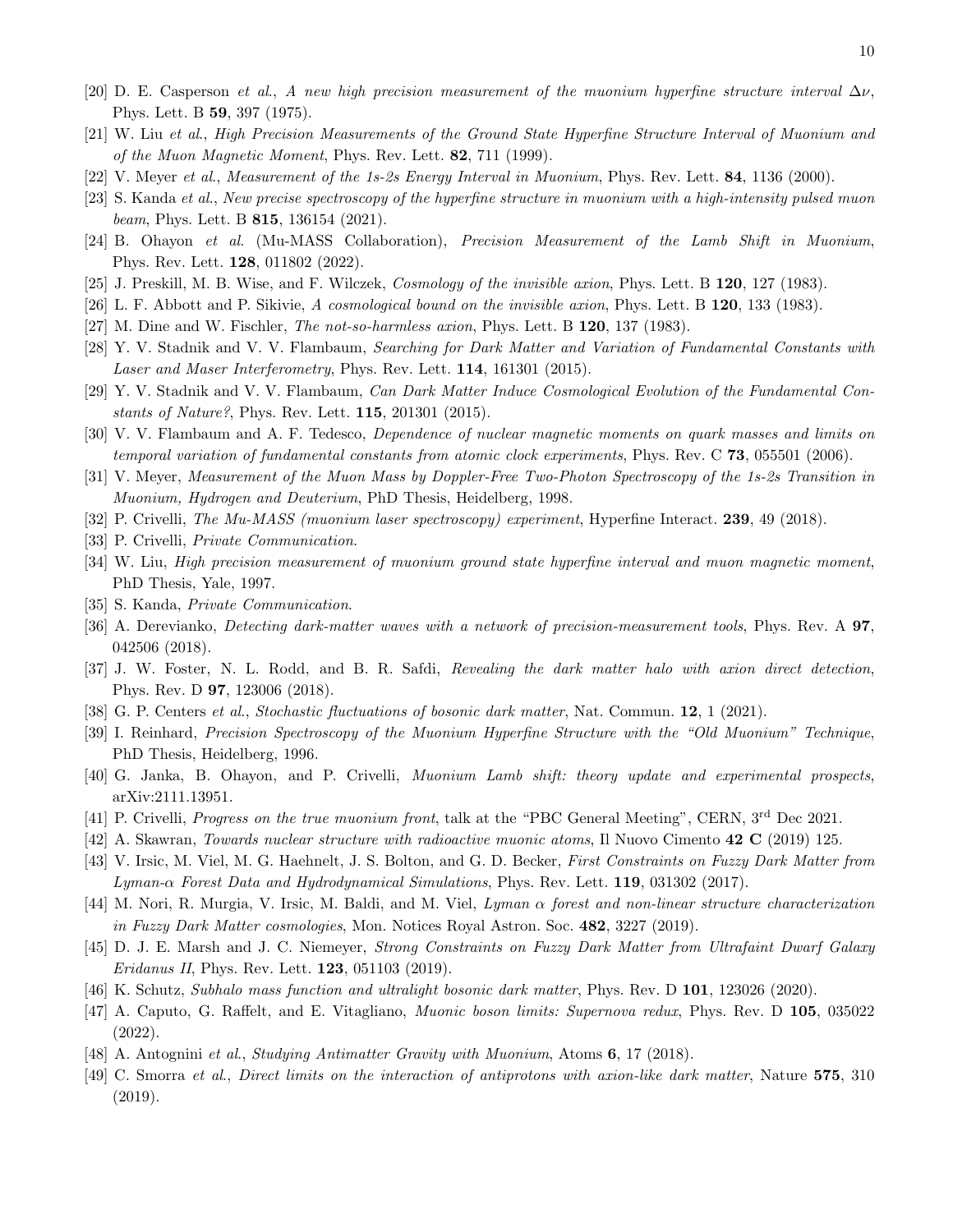[20] D. E. Casperson *et al.*, *A new high precision measurement of the muonium hyperfine structure interval* $\Delta\nu$, Phys. Lett. B **59**, 397 (1975).

[21] W. Liu *et al.*, *High Precision Measurements of the Ground State Hyperfine Structure Interval of Muonium and of the Muon Magnetic Moment*, Phys. Rev. Lett. **82**, 711 (1999).

[22] V. Meyer *et al.*, *Measurement of the 1s-2s Energy Interval in Muonium*, Phys. Rev. Lett. **84**, 1136 (2000).

[23] S. Kanda *et al.*, *New precise spectroscopy of the hyperfine structure in muonium with a high-intensity pulsed muon beam*, Phys. Lett. B **815**, 136154 (2021).

[24] B. Ohayon *et al.* (Mu-MASS Collaboration), *Precision Measurement of the Lamb Shift in Muonium*, Phys. Rev. Lett. **128**, 011802 (2022).

[25] J. Preskill, M. B. Wise, and F. Wilczek, *Cosmology of the invisible axion*, Phys. Lett. B **120**, 127 (1983).

[26] L. F. Abbott and P. Sikivie, *A cosmological bound on the invisible axion*, Phys. Lett. B **120**, 133 (1983).

[27] M. Dine and W. Fischler, *The not-so-harmless axion*, Phys. Lett. B **120**, 137 (1983).

[28] Y. V. Stadnik and V. V. Flambaum, *Searching for Dark Matter and Variation of Fundamental Constants with Laser and Maser Interferometry*, Phys. Rev. Lett. **114**, 161301 (2015).

[29] Y. V. Stadnik and V. V. Flambaum, *Can Dark Matter Induce Cosmological Evolution of the Fundamental Constants of Nature?*, Phys. Rev. Lett. **115**, 201301 (2015).

[30] V. V. Flambaum and A. F. Tedesco, *Dependence of nuclear magnetic moments on quark masses and limits on temporal variation of fundamental constants from atomic clock experiments*, Phys. Rev. C **73**, 055501 (2006).

[31] V. Meyer, *Measurement of the Muon Mass by Doppler-Free Two-Photon Spectroscopy of the 1s-2s Transition in Muonium, Hydrogen and Deuterium*, PhD Thesis, Heidelberg, 1998.

[32] P. Crivelli, *The Mu-MASS (muonium laser spectroscopy) experiment*, Hyperfine Interact. **239**, 49 (2018).

[33] P. Crivelli, *Private Communication*.

[34] W. Liu, *High precision measurement of muonium ground state hyperfine interval and muon magnetic moment*, PhD Thesis, Yale, 1997.

[35] S. Kanda, *Private Communication*.

[36] A. Derevianko, *Detecting dark-matter waves with a network of precision-measurement tools*, Phys. Rev. A **97**, 042506 (2018).

[37] J. W. Foster, N. L. Rodd, and B. R. Safdi, *Revealing the dark matter halo with axion direct detection*, Phys. Rev. D **97**, 123006 (2018).

[38] G. P. Centers *et al.*, *Stochastic fluctuations of bosonic dark matter*, Nat. Commun. **12**, 1 (2021).

[39] I. Reinhard, *Precision Spectroscopy of the Muonium Hyperfine Structure with the "Old Muonium" Technique*, PhD Thesis, Heidelberg, 1996.

[40] G. Janka, B. Ohayon, and P. Crivelli, *Muonium Lamb shift: theory update and experimental prospects*, arXiv:2111.13951.

[41] P. Crivelli, *Progress on the true muonium front*, talk at the "PBC General Meeting", CERN, 3$^{\mathrm{rd}}$ Dec 2021.

[42] A. Skawran, *Towards nuclear structure with radioactive muonic atoms*, Il Nuovo Cimento **42 C** (2019) 125.

[43] V. Irsic, M. Viel, M. G. Haehnelt, J. S. Bolton, and G. D. Becker, *First Constraints on Fuzzy Dark Matter from Lyman-$\alpha$ Forest Data and Hydrodynamical Simulations*, Phys. Rev. Lett. **119**, 031302 (2017).

[44] M. Nori, R. Murgia, V. Irsic, M. Baldi, and M. Viel, *Lyman $\alpha$ forest and non-linear structure characterization in Fuzzy Dark Matter cosmologies*, Mon. Notices Royal Astron. Soc. **482**, 3227 (2019).

[45] D. J. E. Marsh and J. C. Niemeyer, *Strong Constraints on Fuzzy Dark Matter from Ultrafaint Dwarf Galaxy Eridanus II*, Phys. Rev. Lett. **123**, 051103 (2019).

[46] K. Schutz, *Subhalo mass function and ultralight bosonic dark matter*, Phys. Rev. D **101**, 123026 (2020).

[47] A. Caputo, G. Raffelt, and E. Vitagliano, *Muonic boson limits: Supernova redux*, Phys. Rev. D **105**, 035022 (2022).

[48] A. Antognini *et al.*, *Studying Antimatter Gravity with Muonium*, Atoms **6**, 17 (2018).

[49] C. Smorra *et al.*, *Direct limits on the interaction of antiprotons with axion-like dark matter*, Nature **575**, 310 (2019).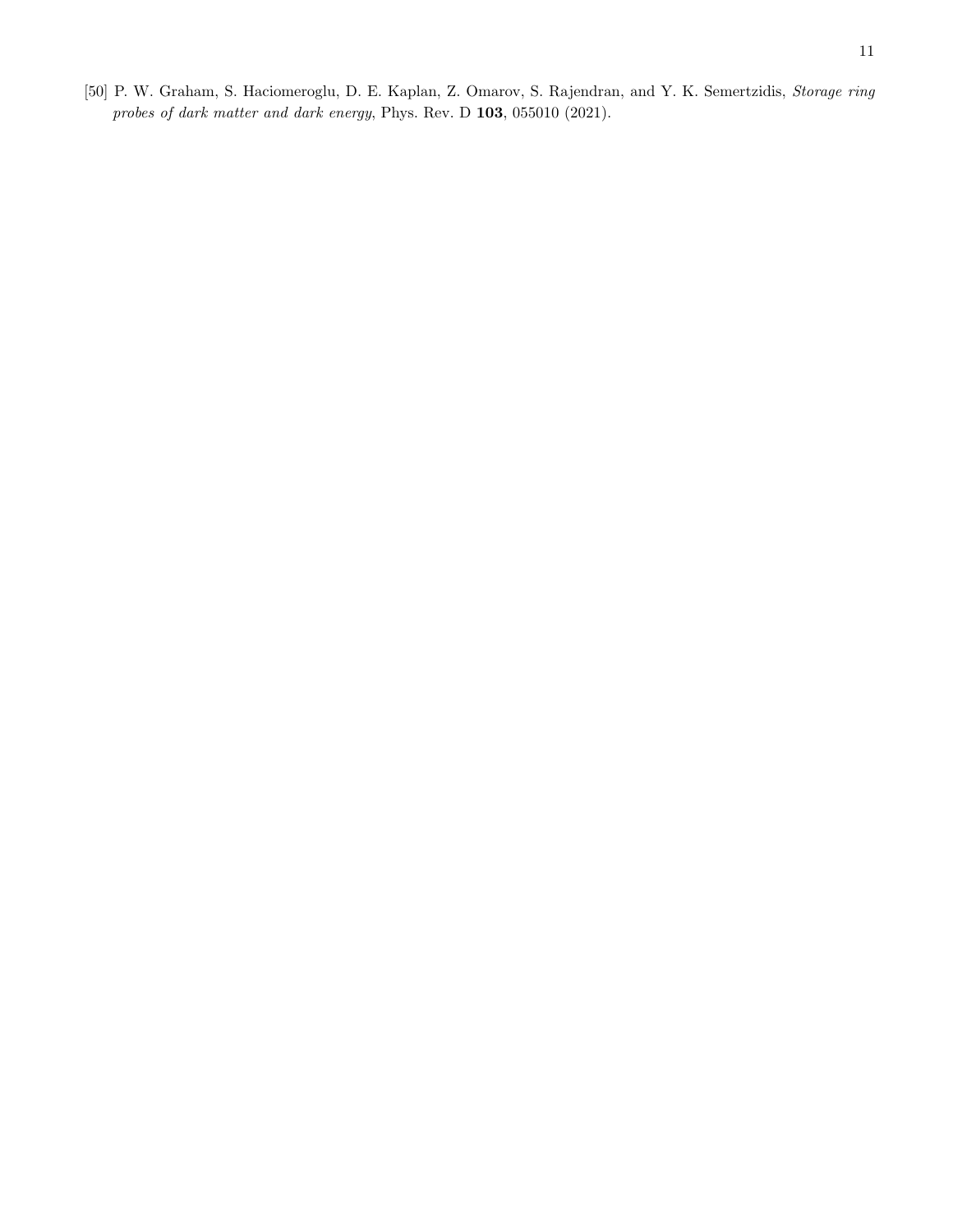[50] P. W. Graham, S. Haciomeroglu, D. E. Kaplan, Z. Omarov, S. Rajendran, and Y. K. Semertzidis, *Storage ring probes of dark matter and dark energy*, Phys. Rev. D **103**, 055010 (2021).